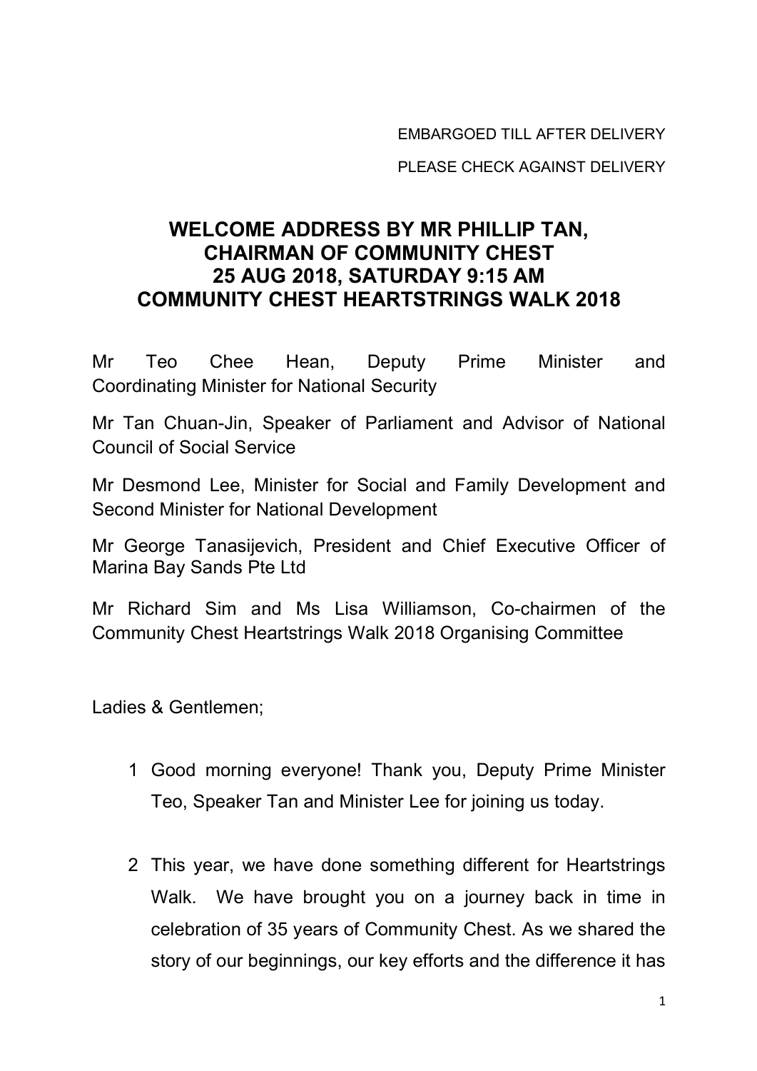EMBARGOED TILL AFTER DELIVERY

PLEASE CHECK AGAINST DELIVERY

# WELCOME ADDRESS BY MR PHILLIP TAN, CHAIRMAN OF COMMUNITY CHEST 25 AUG 2018, SATURDAY 9:15 AM COMMUNITY CHEST HEARTSTRINGS WALK 2018

Mr Teo Chee Hean, Deputy Prime Minister and Coordinating Minister for National Security

Mr Tan Chuan-Jin, Speaker of Parliament and Advisor of National Council of Social Service

Mr Desmond Lee, Minister for Social and Family Development and Second Minister for National Development

Mr George Tanasijevich, President and Chief Executive Officer of Marina Bay Sands Pte Ltd

Mr Richard Sim and Ms Lisa Williamson, Co-chairmen of the Community Chest Heartstrings Walk 2018 Organising Committee

Ladies & Gentlemen;

1 Good morning everyone! Thank you, Deputy Prime Minister Teo, Speaker Tan and Minister Lee for joining us today.

2 This year, we have done something different for Heartstrings Walk. We have brought you on a journey back in time in celebration of 35 years of Community Chest. As we shared the story of our beginnings, our key efforts and the difference it has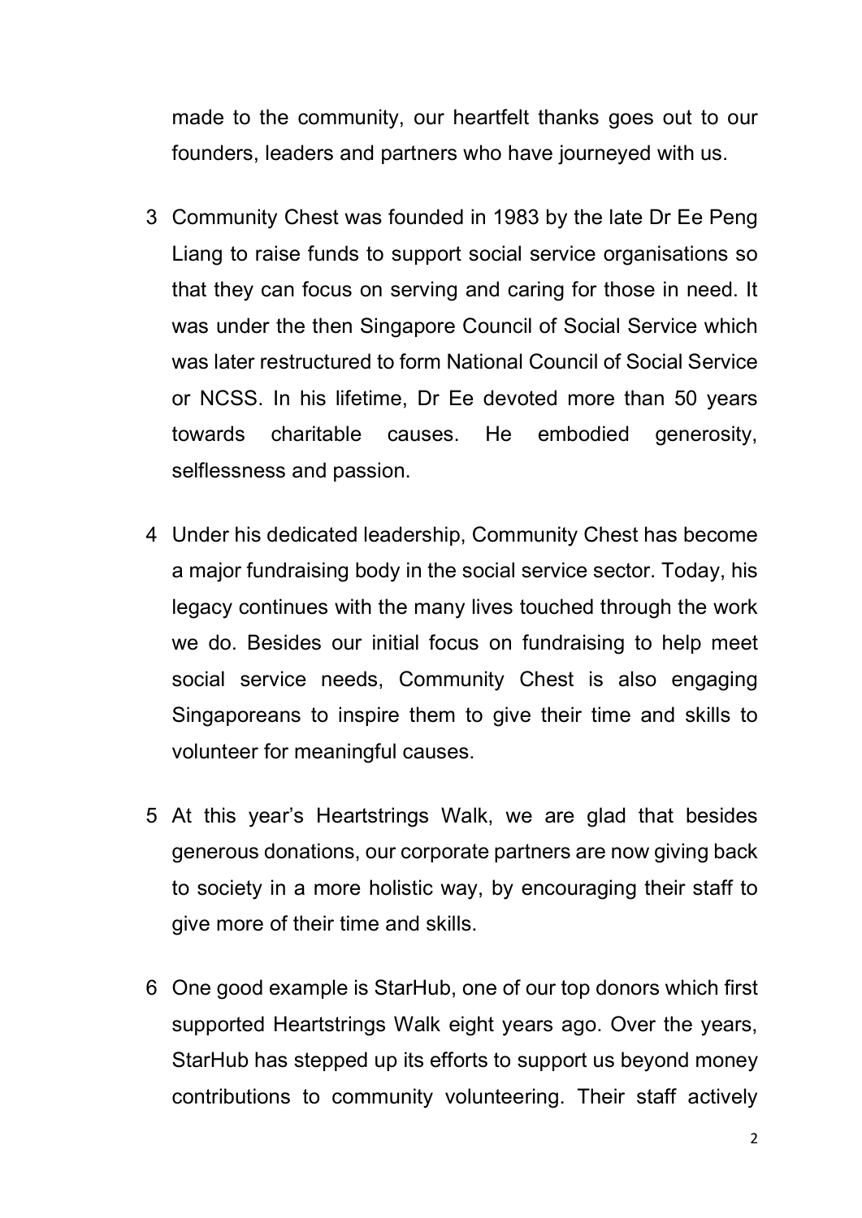made to the community, our heartfelt thanks goes out to our founders, leaders and partners who have journeyed with us.

3 Community Chest was founded in 1983 by the late Dr Ee Peng Liang to raise funds to support social service organisations so that they can focus on serving and caring for those in need. It was under the then Singapore Council of Social Service which was later restructured to form National Council of Social Service or NCSS. In his lifetime, Dr Ee devoted more than 50 years towards charitable causes. He embodied generosity, selflessness and passion.

4 Under his dedicated leadership, Community Chest has become a major fundraising body in the social service sector. Today, his legacy continues with the many lives touched through the work we do. Besides our initial focus on fundraising to help meet social service needs, Community Chest is also engaging Singaporeans to inspire them to give their time and skills to volunteer for meaningful causes.

5 At this year's Heartstrings Walk, we are glad that besides generous donations, our corporate partners are now giving back to society in a more holistic way, by encouraging their staff to give more of their time and skills.

6 One good example is StarHub, one of our top donors which first supported Heartstrings Walk eight years ago. Over the years, StarHub has stepped up its efforts to support us beyond money contributions to community volunteering. Their staff actively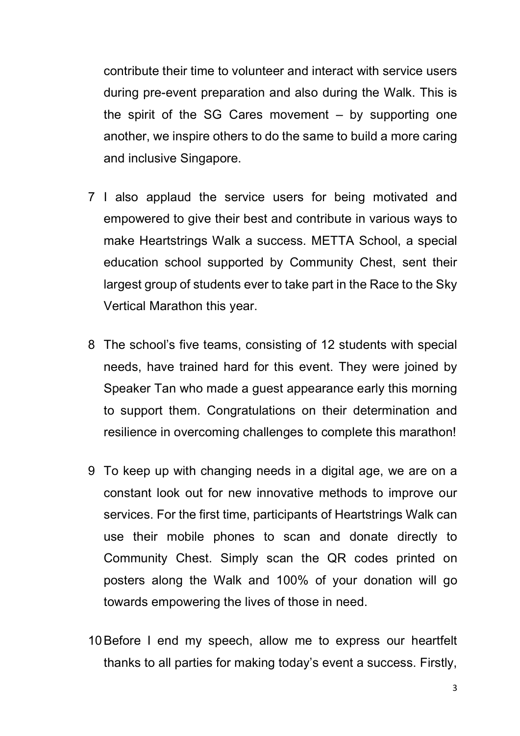contribute their time to volunteer and interact with service users during pre-event preparation and also during the Walk. This is the spirit of the SG Cares movement – by supporting one another, we inspire others to do the same to build a more caring and inclusive Singapore.

7 I also applaud the service users for being motivated and empowered to give their best and contribute in various ways to make Heartstrings Walk a success. METTA School, a special education school supported by Community Chest, sent their largest group of students ever to take part in the Race to the Sky Vertical Marathon this year.

8 The school's five teams, consisting of 12 students with special needs, have trained hard for this event. They were joined by Speaker Tan who made a guest appearance early this morning to support them. Congratulations on their determination and resilience in overcoming challenges to complete this marathon!

9 To keep up with changing needs in a digital age, we are on a constant look out for new innovative methods to improve our services. For the first time, participants of Heartstrings Walk can use their mobile phones to scan and donate directly to Community Chest. Simply scan the QR codes printed on posters along the Walk and 100% of your donation will go towards empowering the lives of those in need.

10 Before I end my speech, allow me to express our heartfelt thanks to all parties for making today's event a success. Firstly,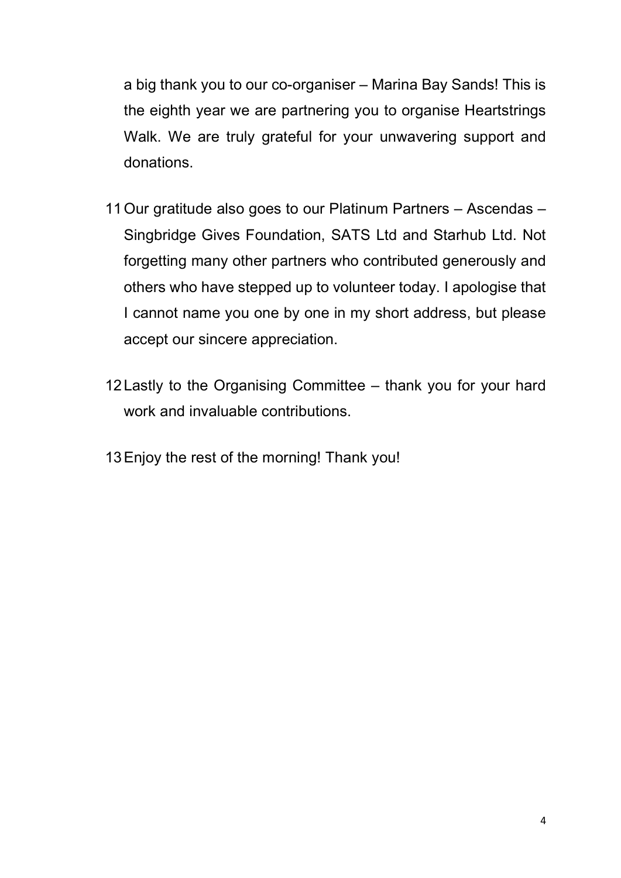a big thank you to our co-organiser – Marina Bay Sands! This is the eighth year we are partnering you to organise Heartstrings Walk. We are truly grateful for your unwavering support and donations.

11 Our gratitude also goes to our Platinum Partners – Ascendas – Singbridge Gives Foundation, SATS Ltd and Starhub Ltd. Not forgetting many other partners who contributed generously and others who have stepped up to volunteer today. I apologise that I cannot name you one by one in my short address, but please accept our sincere appreciation.

12 Lastly to the Organising Committee – thank you for your hard work and invaluable contributions.

13 Enjoy the rest of the morning! Thank you!